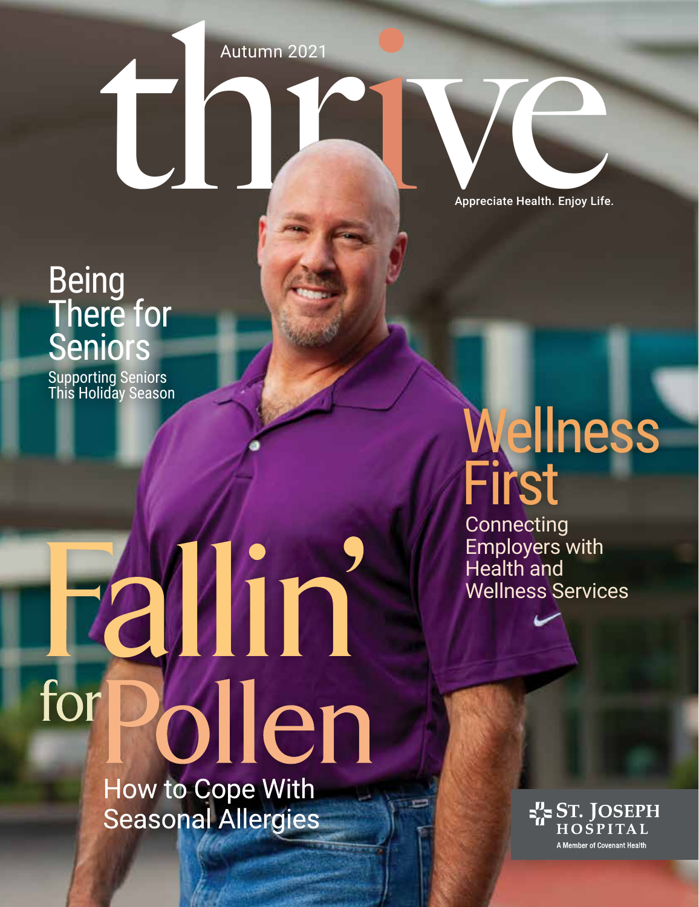Autumn 2021

# thrive

Appreciate Health. Enjoy Life.

## Being There for Seniors

Supporting Seniors This Holiday Season

## Wellness First

Connecting Employers with Health and Wellness Services

## Fallin' for Pollen

How to Cope With Seasonal Allergies

ST. JOSEPH HOSPITAL

A Member of Covenant Health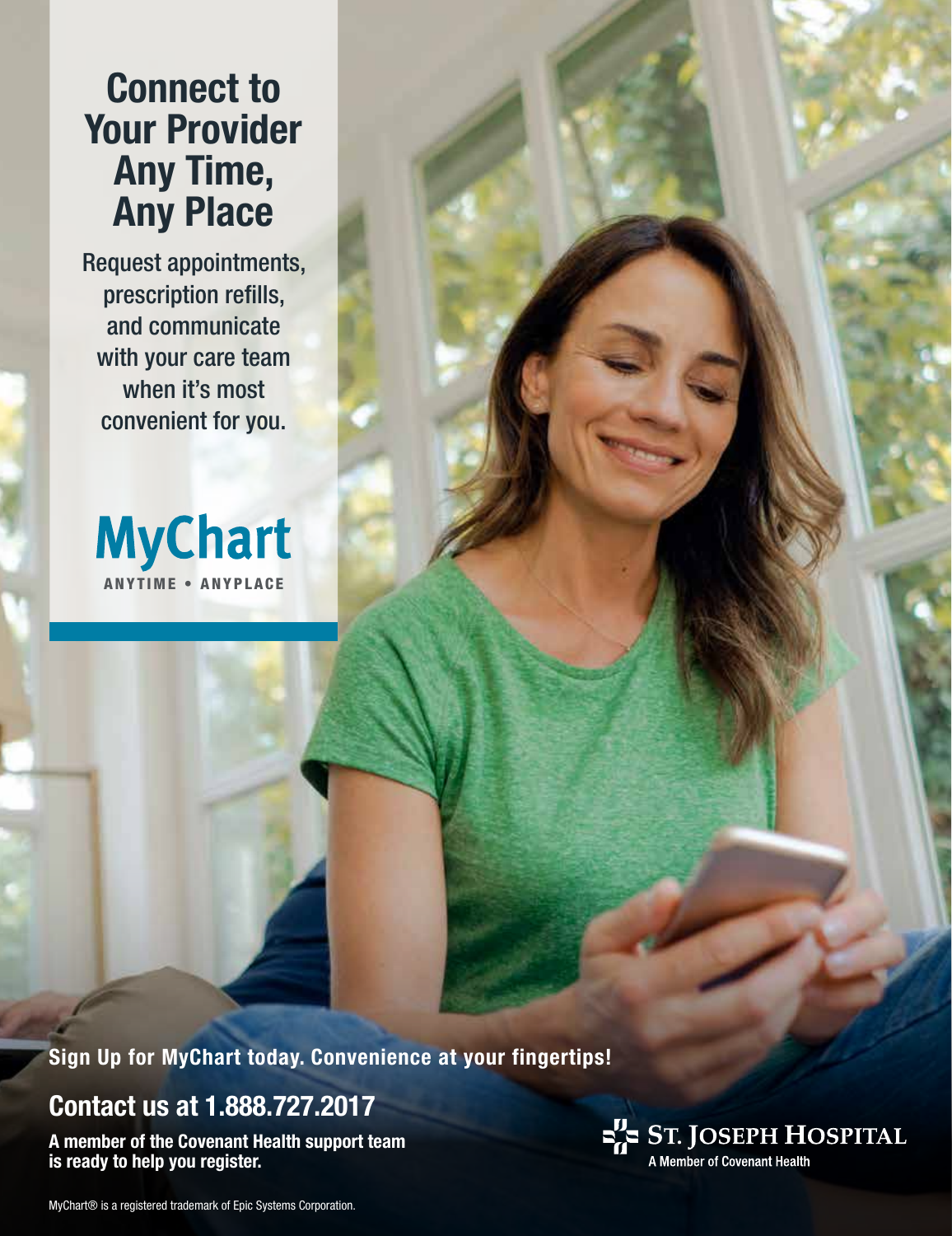# Connect to Your Provider Any Time, Any Place

Request appointments, prescription refills, and communicate with your care team when it's most convenient for you.

**MyChart**
ANYTIME • ANYPLACE

**Sign Up for MyChart today. Convenience at your fingertips!**

## Contact us at 1.888.727.2017

**A member of the Covenant Health support team is ready to help you register.**

ST. JOSEPH HOSPITAL
A Member of Covenant Health

MyChart® is a registered trademark of Epic Systems Corporation.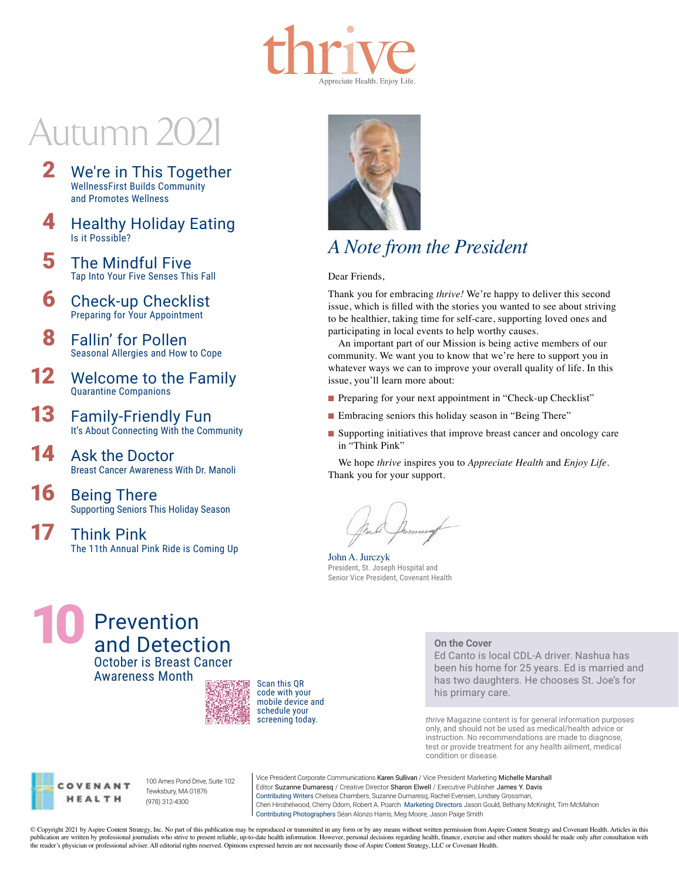# thrive

Appreciate Health. Enjoy Life.

## Autumn 2021

**2** We're in This Together
WellnessFirst Builds Community and Promotes Wellness

**4** Healthy Holiday Eating
Is it Possible?

**5** The Mindful Five
Tap Into Your Five Senses This Fall

**6** Check-up Checklist
Preparing for Your Appointment

**8** Fallin' for Pollen
Seasonal Allergies and How to Cope

**12** Welcome to the Family
Quarantine Companions

**13** Family-Friendly Fun
It's About Connecting With the Community

**14** Ask the Doctor
Breast Cancer Awareness With Dr. Manoli

**16** Being There
Supporting Seniors This Holiday Season

**17** Think Pink
The 11th Annual Pink Ride is Coming Up

**10** Prevention and Detection
October is Breast Cancer Awareness Month

Scan this QR code with your mobile device and schedule your screening today.

## *A Note from the President*

Dear Friends,

Thank you for embracing *thrive!* We're happy to deliver this second issue, which is filled with the stories you wanted to see about striving to be healthier, taking time for self-care, supporting loved ones and participating in local events to help worthy causes.

An important part of our Mission is being active members of our community. We want you to know that we're here to support you in whatever ways we can to improve your overall quality of life. In this issue, you'll learn more about:

- Preparing for your next appointment in "Check-up Checklist"
- Embracing seniors this holiday season in "Being There"
- Supporting initiatives that improve breast cancer and oncology care in "Think Pink"

We hope *thrive* inspires you to *Appreciate Health* and *Enjoy Life*. Thank you for your support.

John A. Jurczyk
President, St. Joseph Hospital and
Senior Vice President, Covenant Health

**On the Cover**

Ed Canto is local CDL-A driver. Nashua has been his home for 25 years. Ed is married and has two daughters. He chooses St. Joe's for his primary care.

*thrive* Magazine content is for general information purposes only, and should not be used as medical/health advice or instruction. No recommendations are made to diagnose, test or provide treatment for any health ailment, medical condition or disease.

COVENANT HEALTH

100 Ames Pond Drive, Suite 102
Tewksbury, MA 01876
(978) 312-4300

Vice President Corporate Communications Karen Sullivan / Vice President Marketing Michelle Marshall
Editor Suzanne Dumaresq / Creative Director Sharon Elwell / Executive Publisher James Y. Davis
Contributing Writers Chelsea Chambers, Suzanne Dumaresq, Rachel Evensen, Lindsey Grossman, Cheri Hinshelwood, Cherry Odom, Robert A. Poarch Marketing Directors Jason Gould, Bethany McKnight, Tim McMahon
Contributing Photographers Séan Alonzo Harris, Meg Moore, Jason Paige Smith

© Copyright 2021 by Aspire Content Strategy, Inc. No part of this publication may be reproduced or transmitted in any form or by any means without written permission from Aspire Content Strategy and Covenant Health. Articles in this publication are written by professional journalists who strive to present reliable, up-to-date health information. However, personal decisions regarding health, finance, exercise and other matters should be made only after consultation with the reader's physician or professional adviser. All editorial rights reserved. Opinions expressed herein are not necessarily those of Aspire Content Strategy, LLC or Covenant Health.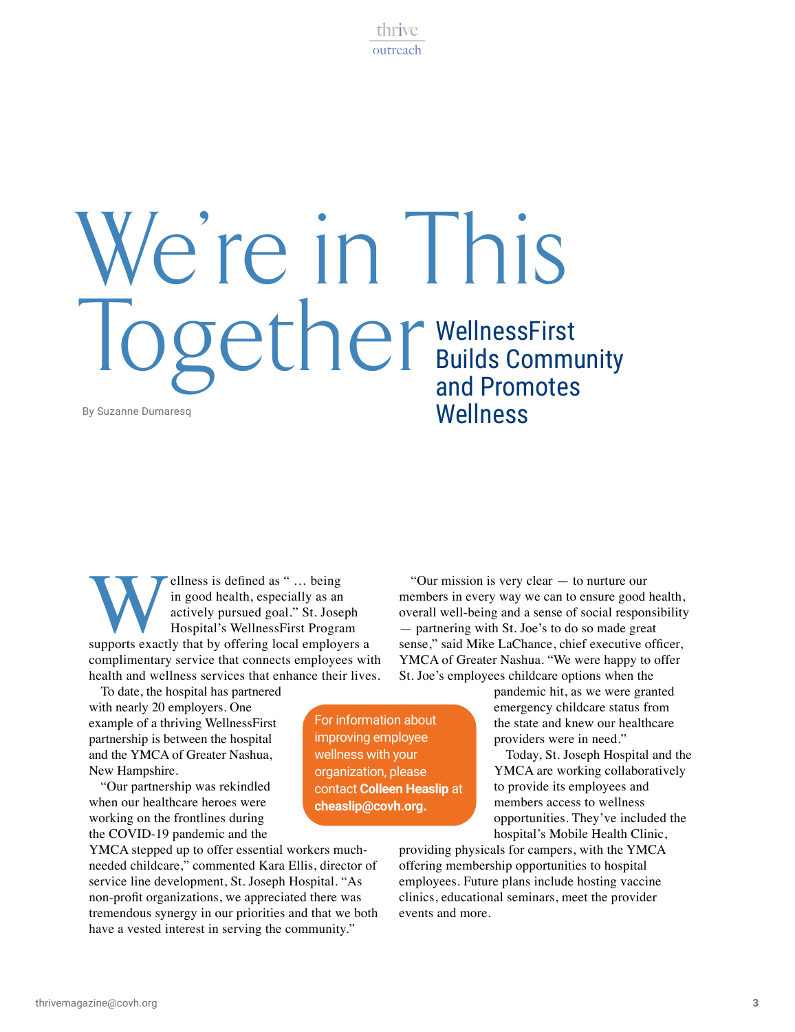# We're in This Together

## WellnessFirst Builds Community and Promotes Wellness

By Suzanne Dumaresq

Wellness is defined as " … being in good health, especially as an actively pursued goal." St. Joseph Hospital's WellnessFirst Program supports exactly that by offering local employers a complimentary service that connects employees with health and wellness services that enhance their lives.

To date, the hospital has partnered with nearly 20 employers. One example of a thriving WellnessFirst partnership is between the hospital and the YMCA of Greater Nashua, New Hampshire.

"Our partnership was rekindled when our healthcare heroes were working on the frontlines during the COVID-19 pandemic and the YMCA stepped up to offer essential workers much-needed childcare," commented Kara Ellis, director of service line development, St. Joseph Hospital. "As non-profit organizations, we appreciated there was tremendous synergy in our priorities and that we both have a vested interest in serving the community."

"Our mission is very clear — to nurture our members in every way we can to ensure good health, overall well-being and a sense of social responsibility — partnering with St. Joe's to do so made great sense," said Mike LaChance, chief executive officer, YMCA of Greater Nashua. "We were happy to offer St. Joe's employees childcare options when the pandemic hit, as we were granted emergency childcare status from the state and knew our healthcare providers were in need."

Today, St. Joseph Hospital and the YMCA are working collaboratively to provide its employees and members access to wellness opportunities. They've included the hospital's Mobile Health Clinic, providing physicals for campers, with the YMCA offering membership opportunities to hospital employees. Future plans include hosting vaccine clinics, educational seminars, meet the provider events and more.

For information about improving employee wellness with your organization, please contact **Colleen Heaslip** at **cheaslip@covh.org.**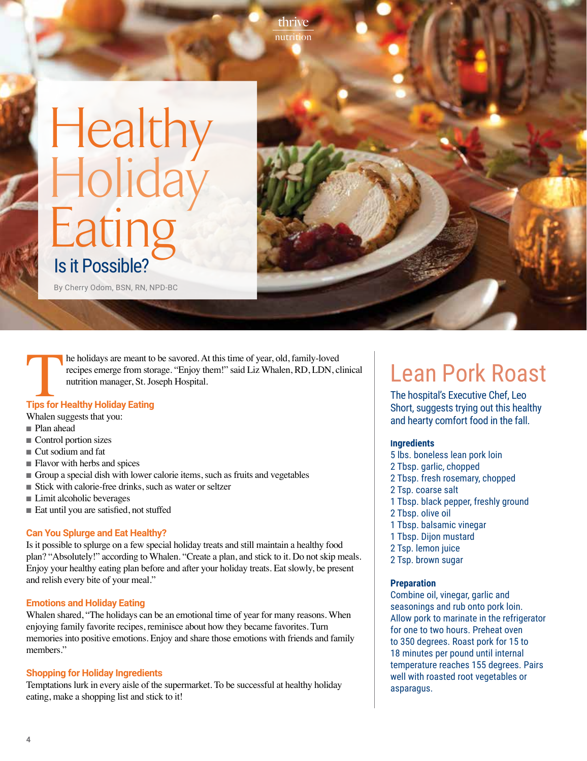# Healthy Holiday Eating

## Is it Possible?

By Cherry Odom, BSN, RN, NPD-BC

The holidays are meant to be savored. At this time of year, old, family-loved recipes emerge from storage. "Enjoy them!" said Liz Whalen, RD, LDN, clinical nutrition manager, St. Joseph Hospital.

### Tips for Healthy Holiday Eating

Whalen suggests that you:

- Plan ahead
- Control portion sizes
- Cut sodium and fat
- Flavor with herbs and spices
- Group a special dish with lower calorie items, such as fruits and vegetables
- Stick with calorie-free drinks, such as water or seltzer
- Limit alcoholic beverages
- Eat until you are satisfied, not stuffed

### Can You Splurge and Eat Healthy?

Is it possible to splurge on a few special holiday treats and still maintain a healthy food plan? "Absolutely!" according to Whalen. "Create a plan, and stick to it. Do not skip meals. Enjoy your healthy eating plan before and after your holiday treats. Eat slowly, be present and relish every bite of your meal."

### Emotions and Holiday Eating

Whalen shared, "The holidays can be an emotional time of year for many reasons. When enjoying family favorite recipes, reminisce about how they became favorites. Turn memories into positive emotions. Enjoy and share those emotions with friends and family members."

### Shopping for Holiday Ingredients

Temptations lurk in every aisle of the supermarket. To be successful at healthy holiday eating, make a shopping list and stick to it!

## Lean Pork Roast

The hospital's Executive Chef, Leo Short, suggests trying out this healthy and hearty comfort food in the fall.

### Ingredients

5 lbs. boneless lean pork loin
2 Tbsp. garlic, chopped
2 Tbsp. fresh rosemary, chopped
2 Tsp. coarse salt
1 Tbsp. black pepper, freshly ground
2 Tbsp. olive oil
1 Tbsp. balsamic vinegar
1 Tbsp. Dijon mustard
2 Tsp. lemon juice
2 Tsp. brown sugar

### Preparation

Combine oil, vinegar, garlic and seasonings and rub onto pork loin. Allow pork to marinate in the refrigerator for one to two hours. Preheat oven to 350 degrees. Roast pork for 15 to 18 minutes per pound until internal temperature reaches 155 degrees. Pairs well with roasted root vegetables or asparagus.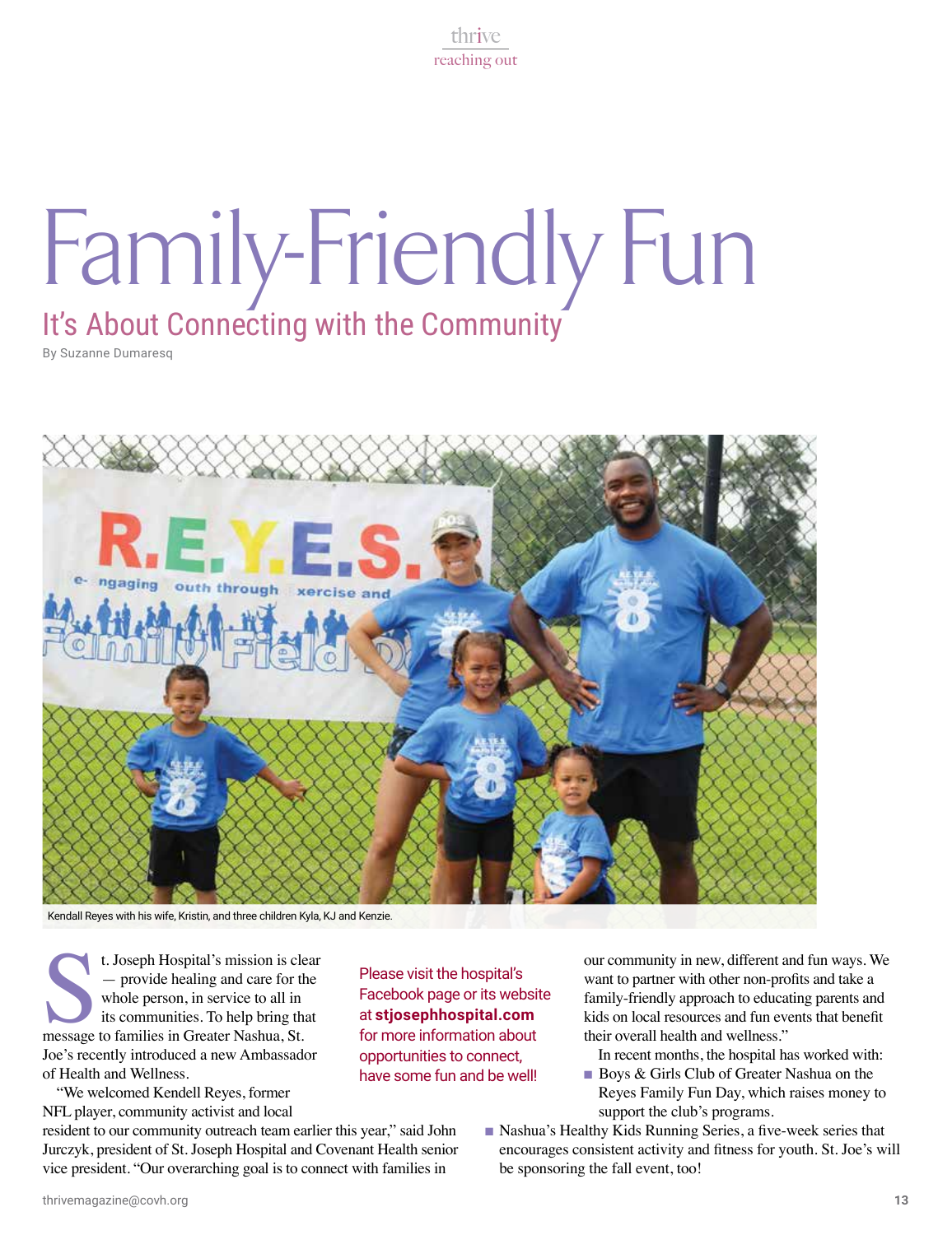# Family-Friendly Fun

## It's About Connecting with the Community

By Suzanne Dumaresq

Kendall Reyes with his wife, Kristin, and three children Kyla, KJ and Kenzie.

St. Joseph Hospital's mission is clear — provide healing and care for the whole person, in service to all in its communities. To help bring that message to families in Greater Nashua, St. Joe's recently introduced a new Ambassador of Health and Wellness.

"We welcomed Kendell Reyes, former NFL player, community activist and local resident to our community outreach team earlier this year," said John Jurczyk, president of St. Joseph Hospital and Covenant Health senior vice president. "Our overarching goal is to connect with families in our community in new, different and fun ways. We want to partner with other non-profits and take a family-friendly approach to educating parents and kids on local resources and fun events that benefit their overall health and wellness."

In recent months, the hospital has worked with:

- Boys & Girls Club of Greater Nashua on the Reyes Family Fun Day, which raises money to support the club's programs.
- Nashua's Healthy Kids Running Series, a five-week series that encourages consistent activity and fitness for youth. St. Joe's will be sponsoring the fall event, too!

Please visit the hospital's Facebook page or its website at **stjosephhospital.com** for more information about opportunities to connect, have some fun and be well!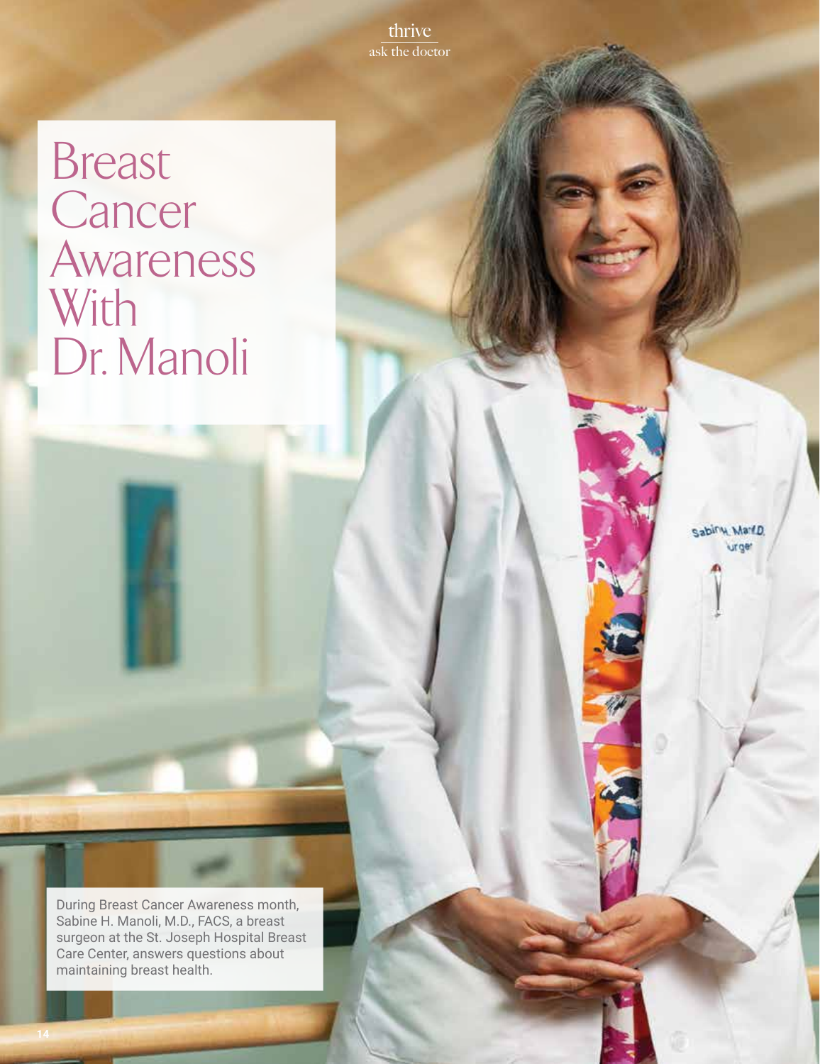# Breast Cancer Awareness With Dr. Manoli

During Breast Cancer Awareness month, Sabine H. Manoli, M.D., FACS, a breast surgeon at the St. Joseph Hospital Breast Care Center, answers questions about maintaining breast health.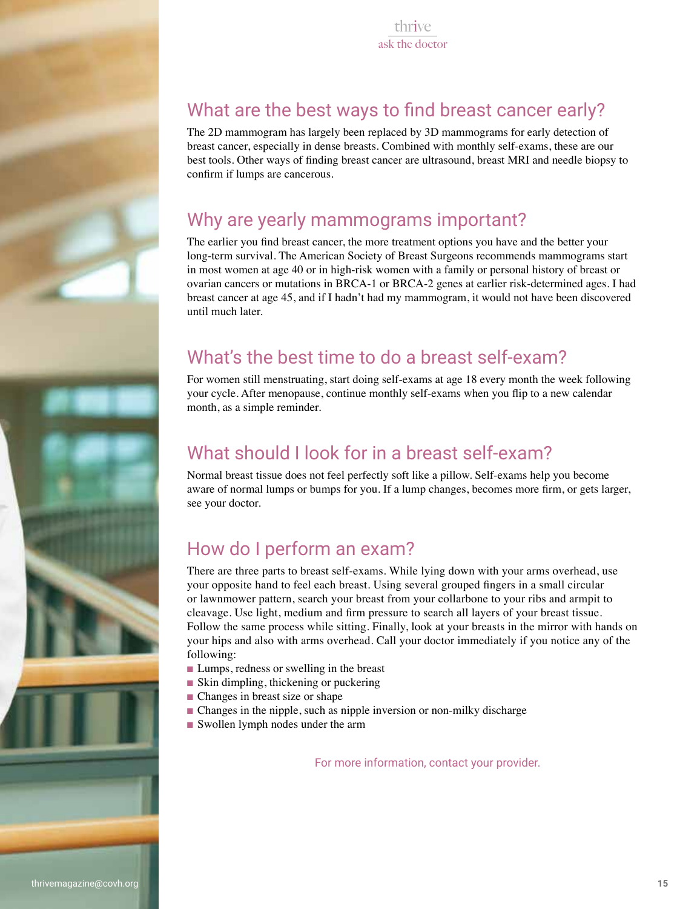## What are the best ways to find breast cancer early?

The 2D mammogram has largely been replaced by 3D mammograms for early detection of breast cancer, especially in dense breasts. Combined with monthly self-exams, these are our best tools. Other ways of finding breast cancer are ultrasound, breast MRI and needle biopsy to confirm if lumps are cancerous.

## Why are yearly mammograms important?

The earlier you find breast cancer, the more treatment options you have and the better your long-term survival. The American Society of Breast Surgeons recommends mammograms start in most women at age 40 or in high-risk women with a family or personal history of breast or ovarian cancers or mutations in BRCA-1 or BRCA-2 genes at earlier risk-determined ages. I had breast cancer at age 45, and if I hadn't had my mammogram, it would not have been discovered until much later.

## What's the best time to do a breast self-exam?

For women still menstruating, start doing self-exams at age 18 every month the week following your cycle. After menopause, continue monthly self-exams when you flip to a new calendar month, as a simple reminder.

## What should I look for in a breast self-exam?

Normal breast tissue does not feel perfectly soft like a pillow. Self-exams help you become aware of normal lumps or bumps for you. If a lump changes, becomes more firm, or gets larger, see your doctor.

## How do I perform an exam?

There are three parts to breast self-exams. While lying down with your arms overhead, use your opposite hand to feel each breast. Using several grouped fingers in a small circular or lawnmower pattern, search your breast from your collarbone to your ribs and armpit to cleavage. Use light, medium and firm pressure to search all layers of your breast tissue. Follow the same process while sitting. Finally, look at your breasts in the mirror with hands on your hips and also with arms overhead. Call your doctor immediately if you notice any of the following:

- Lumps, redness or swelling in the breast
- Skin dimpling, thickening or puckering
- Changes in breast size or shape
- Changes in the nipple, such as nipple inversion or non-milky discharge
- Swollen lymph nodes under the arm

For more information, contact your provider.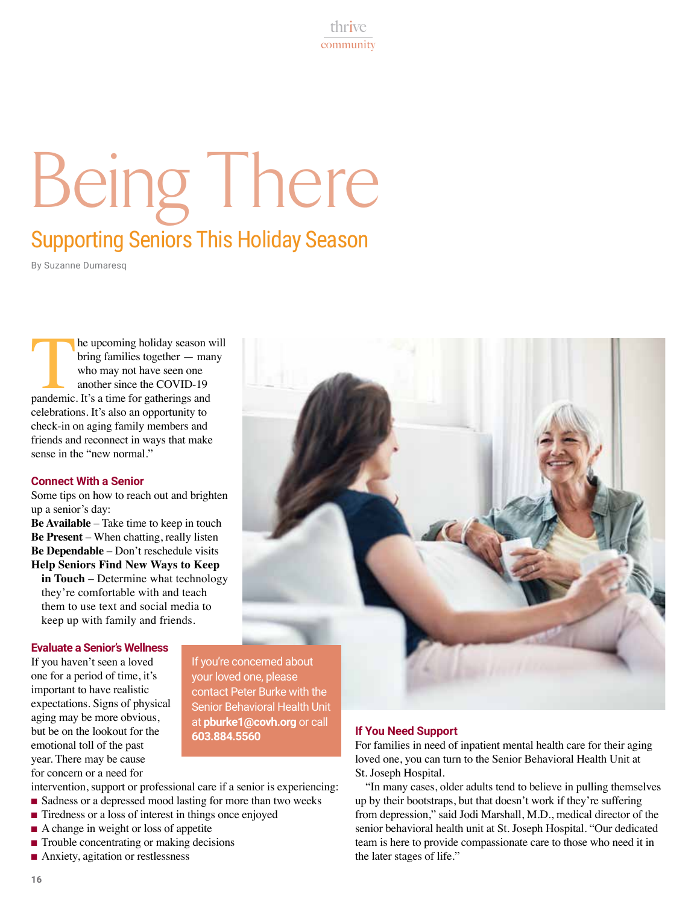# Being There

## Supporting Seniors This Holiday Season

By Suzanne Dumaresq

The upcoming holiday season will bring families together — many who may not have seen one another since the COVID-19 pandemic. It's a time for gatherings and celebrations. It's also an opportunity to check-in on aging family members and friends and reconnect in ways that make sense in the "new normal."

### Connect With a Senior

Some tips on how to reach out and brighten up a senior's day:

**Be Available** – Take time to keep in touch
**Be Present** – When chatting, really listen
**Be Dependable** – Don't reschedule visits
**Help Seniors Find New Ways to Keep in Touch** – Determine what technology they're comfortable with and teach them to use text and social media to keep up with family and friends.

### Evaluate a Senior's Wellness

If you haven't seen a loved one for a period of time, it's important to have realistic expectations. Signs of physical aging may be more obvious, but be on the lookout for the emotional toll of the past year. There may be cause for concern or a need for intervention, support or professional care if a senior is experiencing:

- Sadness or a depressed mood lasting for more than two weeks
- Tiredness or a loss of interest in things once enjoyed
- A change in weight or loss of appetite
- Trouble concentrating or making decisions
- Anxiety, agitation or restlessness

If you're concerned about your loved one, please contact Peter Burke with the Senior Behavioral Health Unit at **pburke1@covh.org** or call **603.884.5560**

### If You Need Support

For families in need of inpatient mental health care for their aging loved one, you can turn to the Senior Behavioral Health Unit at St. Joseph Hospital.

"In many cases, older adults tend to believe in pulling themselves up by their bootstraps, but that doesn't work if they're suffering from depression," said Jodi Marshall, M.D., medical director of the senior behavioral health unit at St. Joseph Hospital. "Our dedicated team is here to provide compassionate care to those who need it in the later stages of life."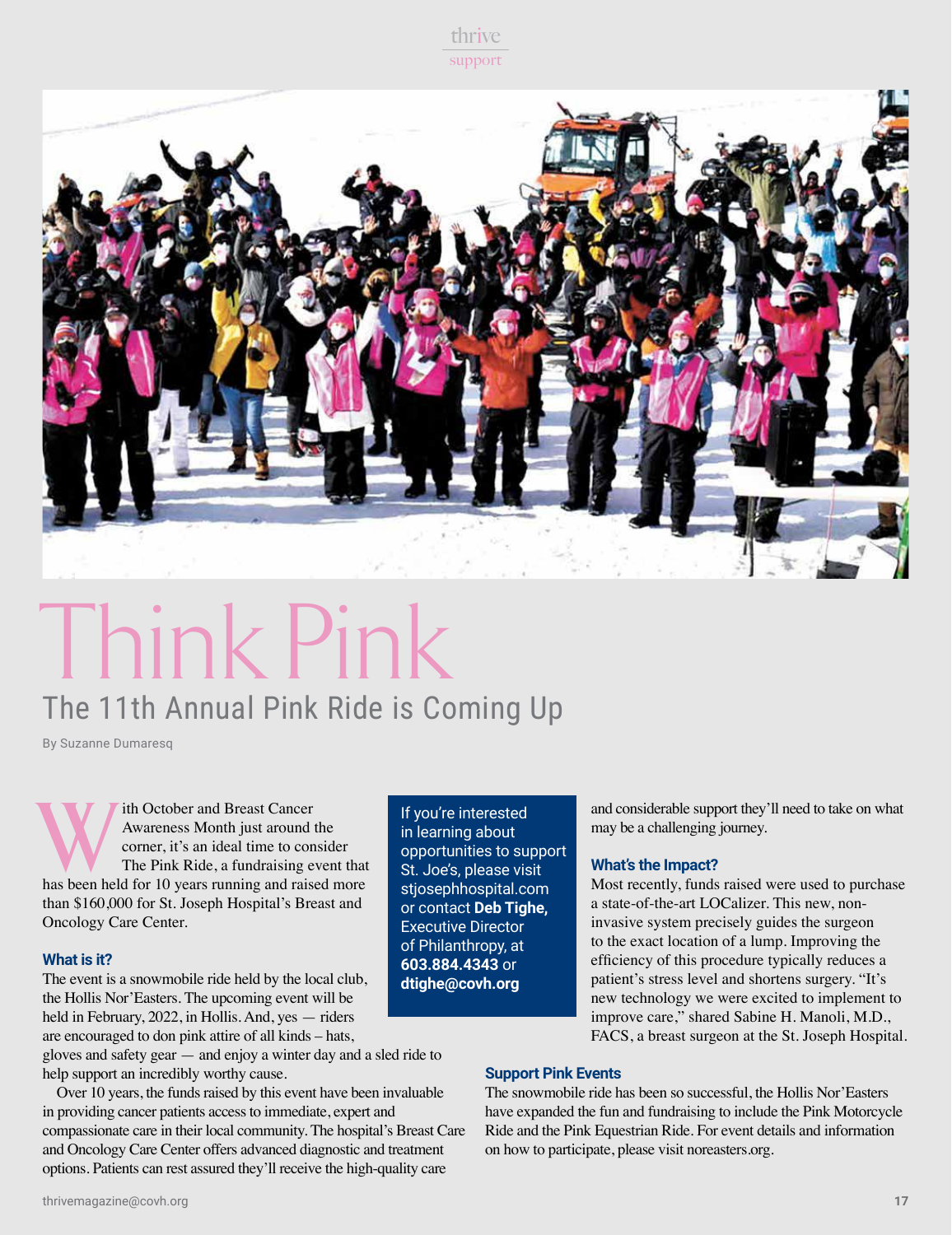# Think Pink

## The 11th Annual Pink Ride is Coming Up

By Suzanne Dumaresq

With October and Breast Cancer Awareness Month just around the corner, it's an ideal time to consider The Pink Ride, a fundraising event that has been held for 10 years running and raised more than $160,000 for St. Joseph Hospital's Breast and Oncology Care Center.

### What is it?

The event is a snowmobile ride held by the local club, the Hollis Nor'Easters. The upcoming event will be held in February, 2022, in Hollis. And, yes — riders are encouraged to don pink attire of all kinds – hats, gloves and safety gear — and enjoy a winter day and a sled ride to help support an incredibly worthy cause.

Over 10 years, the funds raised by this event have been invaluable in providing cancer patients access to immediate, expert and compassionate care in their local community. The hospital's Breast Care and Oncology Care Center offers advanced diagnostic and treatment options. Patients can rest assured they'll receive the high-quality care and considerable support they'll need to take on what may be a challenging journey.

If you're interested in learning about opportunities to support St. Joe's, please visit stjosephhospital.com or contact **Deb Tighe,** Executive Director of Philanthropy, at **603.884.4343** or **dtighe@covh.org**

### What's the Impact?

Most recently, funds raised were used to purchase a state-of-the-art LOCalizer. This new, non-invasive system precisely guides the surgeon to the exact location of a lump. Improving the efficiency of this procedure typically reduces a patient's stress level and shortens surgery. "It's new technology we were excited to implement to improve care," shared Sabine H. Manoli, M.D., FACS, a breast surgeon at the St. Joseph Hospital.

### Support Pink Events

The snowmobile ride has been so successful, the Hollis Nor'Easters have expanded the fun and fundraising to include the Pink Motorcycle Ride and the Pink Equestrian Ride. For event details and information on how to participate, please visit noreasters.org.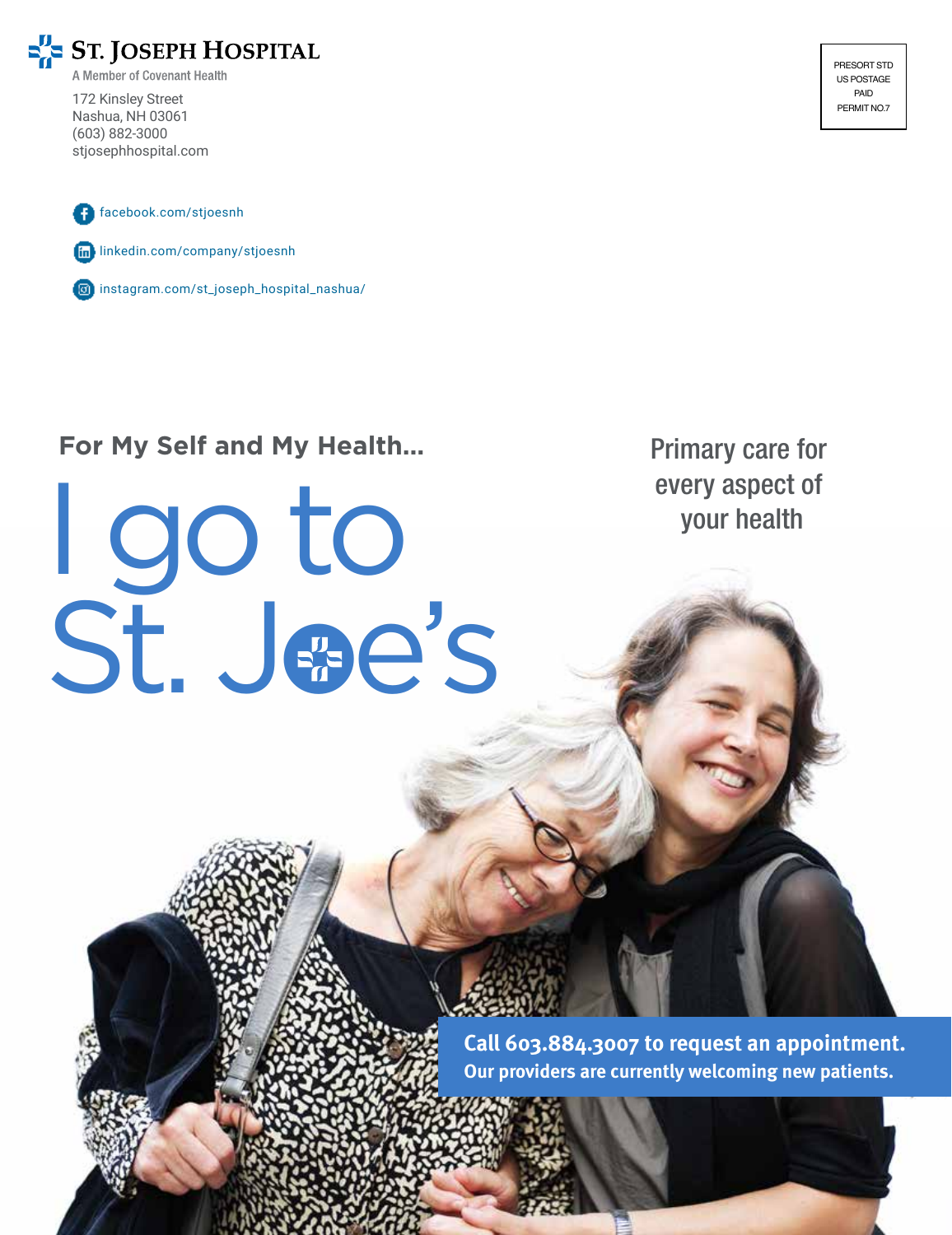**St. Joseph Hospital**

A Member of Covenant Health

172 Kinsley Street
Nashua, NH 03061
(603) 882-3000
stjosephhospital.com

PRESORT STD
US POSTAGE
PAID
PERMIT NO.7

facebook.com/stjoesnh

linkedin.com/company/stjoesnh

instagram.com/st_joseph_hospital_nashua/

## For My Self and My Health...

# I go to St. Joe's

Primary care for every aspect of your health

**Call 603.884.3007 to request an appointment.**
**Our providers are currently welcoming new patients.**